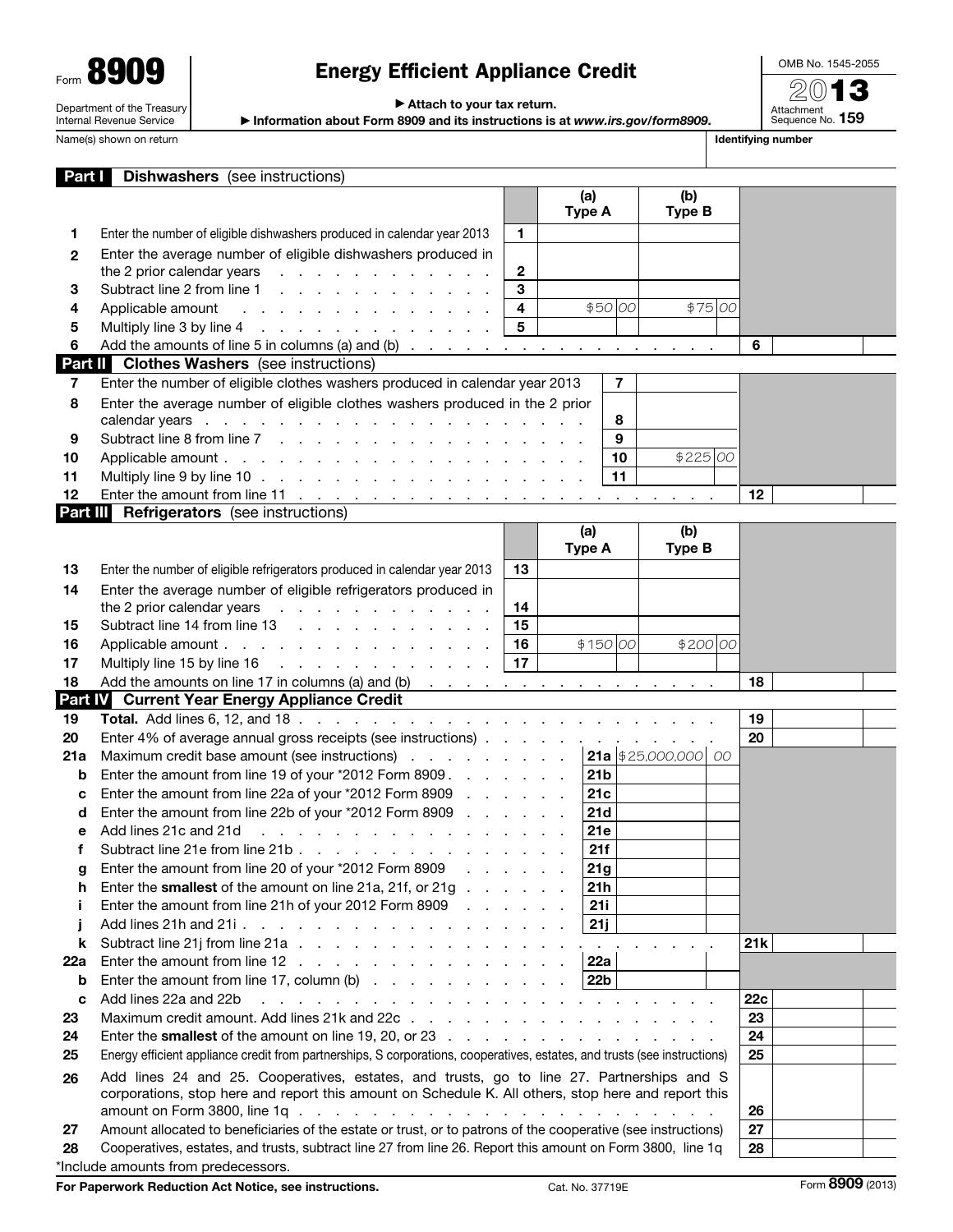Form **8909**

Department of the Treasury
Internal Revenue Service

# Energy Efficient Appliance Credit

▶ Attach to your tax return.

▶ Information about Form 8909 and its instructions is at *www.irs.gov/form8909*.

OMB No. 1545-2055

**2013**

Attachment Sequence No. **159**

Name(s) shown on return | **Identifying number**

## Part I Dishwashers (see instructions)

| | | | (a) Type A | (b) Type B | | |
|---|---|---|---|---|---|---|
| **1** | Enter the number of eligible dishwashers produced in calendar year 2013 | **1** | | | | |
| **2** | Enter the average number of eligible dishwashers produced in the 2 prior calendar years | **2** | | | | |
| **3** | Subtract line 2 from line 1 | **3** | | | | |
| **4** | Applicable amount | **4** | $50.00 | $75.00 | | |
| **5** | Multiply line 3 by line 4 | **5** | | | | |
| **6** | Add the amounts of line 5 in columns (a) and (b) | | | | **6** | |

## Part II Clothes Washers (see instructions)

| | | | | | |
|---|---|---|---|---|---|
| **7** | Enter the number of eligible clothes washers produced in calendar year 2013 | **7** | | | |
| **8** | Enter the average number of eligible clothes washers produced in the 2 prior calendar years | **8** | | | |
| **9** | Subtract line 8 from line 7 | **9** | | | |
| **10** | Applicable amount | **10** | $225.00 | | |
| **11** | Multiply line 9 by line 10 | **11** | | | |
| **12** | Enter the amount from line 11 | | | **12** | |

## Part III Refrigerators (see instructions)

| | | | (a) Type A | (b) Type B | | |
|---|---|---|---|---|---|---|
| **13** | Enter the number of eligible refrigerators produced in calendar year 2013 | **13** | | | | |
| **14** | Enter the average number of eligible refrigerators produced in the 2 prior calendar years | **14** | | | | |
| **15** | Subtract line 14 from line 13 | **15** | | | | |
| **16** | Applicable amount | **16** | $150.00 | $200.00 | | |
| **17** | Multiply line 15 by line 16 | **17** | | | | |
| **18** | Add the amounts on line 17 in columns (a) and (b) | | | | **18** | |

## Part IV Current Year Energy Appliance Credit

| | | | | | |
|---|---|---|---|---|---|
| **19** | **Total.** Add lines 6, 12, and 18 | | | **19** | |
| **20** | Enter 4% of average annual gross receipts (see instructions) | | | **20** | |
| **21a** | Maximum credit base amount (see instructions) | **21a** | $25,000,000.00 | | |
| **b** | Enter the amount from line 19 of your *2012 Form 8909 | **21b** | | | |
| **c** | Enter the amount from line 22a of your *2012 Form 8909 | **21c** | | | |
| **d** | Enter the amount from line 22b of your *2012 Form 8909 | **21d** | | | |
| **e** | Add lines 21c and 21d | **21e** | | | |
| **f** | Subtract line 21e from line 21b | **21f** | | | |
| **g** | Enter the amount from line 20 of your *2012 Form 8909 | **21g** | | | |
| **h** | Enter the **smallest** of the amount on line 21a, 21f, or 21g | **21h** | | | |
| **i** | Enter the amount from line 21h of your 2012 Form 8909 | **21i** | | | |
| **j** | Add lines 21h and 21i | **21j** | | | |
| **k** | Subtract line 21j from line 21a | | | **21k** | |
| **22a** | Enter the amount from line 12 | **22a** | | | |
| **b** | Enter the amount from line 17, column (b) | **22b** | | | |
| **c** | Add lines 22a and 22b | | | **22c** | |
| **23** | Maximum credit amount. Add lines 21k and 22c | | | **23** | |
| **24** | Enter the **smallest** of the amount on line 19, 20, or 23 | | | **24** | |
| **25** | Energy efficient appliance credit from partnerships, S corporations, cooperatives, estates, and trusts (see instructions) | | | **25** | |
| **26** | Add lines 24 and 25. Cooperatives, estates, and trusts, go to line 27. Partnerships and S corporations, stop here and report this amount on Schedule K. All others, stop here and report this amount on Form 3800, line 1q | | | **26** | |
| **27** | Amount allocated to beneficiaries of the estate or trust, or to patrons of the cooperative (see instructions) | | | **27** | |
| **28** | Cooperatives, estates, and trusts, subtract line 27 from line 26. Report this amount on Form 3800, line 1q | | | **28** | |

*Include amounts from predecessors.

**For Paperwork Reduction Act Notice, see instructions.** Cat. No. 37719E Form **8909** (2013)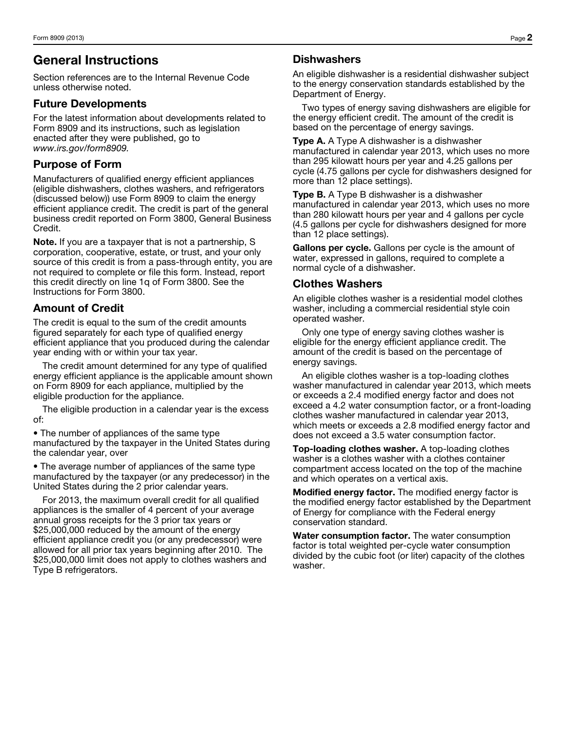# General Instructions

Section references are to the Internal Revenue Code unless otherwise noted.

## Future Developments

For the latest information about developments related to Form 8909 and its instructions, such as legislation enacted after they were published, go to *www.irs.gov/form8909.*

## Purpose of Form

Manufacturers of qualified energy efficient appliances (eligible dishwashers, clothes washers, and refrigerators (discussed below)) use Form 8909 to claim the energy efficient appliance credit. The credit is part of the general business credit reported on Form 3800, General Business Credit.

**Note.** If you are a taxpayer that is not a partnership, S corporation, cooperative, estate, or trust, and your only source of this credit is from a pass-through entity, you are not required to complete or file this form. Instead, report this credit directly on line 1q of Form 3800. See the Instructions for Form 3800.

## Amount of Credit

The credit is equal to the sum of the credit amounts figured separately for each type of qualified energy efficient appliance that you produced during the calendar year ending with or within your tax year.

The credit amount determined for any type of qualified energy efficient appliance is the applicable amount shown on Form 8909 for each appliance, multiplied by the eligible production for the appliance.

The eligible production in a calendar year is the excess of:

- The number of appliances of the same type manufactured by the taxpayer in the United States during the calendar year, over
- The average number of appliances of the same type manufactured by the taxpayer (or any predecessor) in the United States during the 2 prior calendar years.

For 2013, the maximum overall credit for all qualified appliances is the smaller of 4 percent of your average annual gross receipts for the 3 prior tax years or $25,000,000 reduced by the amount of the energy efficient appliance credit you (or any predecessor) were allowed for all prior tax years beginning after 2010. The $25,000,000 limit does not apply to clothes washers and Type B refrigerators.

## Dishwashers

An eligible dishwasher is a residential dishwasher subject to the energy conservation standards established by the Department of Energy.

Two types of energy saving dishwashers are eligible for the energy efficient credit. The amount of the credit is based on the percentage of energy savings.

**Type A.** A Type A dishwasher is a dishwasher manufactured in calendar year 2013, which uses no more than 295 kilowatt hours per year and 4.25 gallons per cycle (4.75 gallons per cycle for dishwashers designed for more than 12 place settings).

**Type B.** A Type B dishwasher is a dishwasher manufactured in calendar year 2013, which uses no more than 280 kilowatt hours per year and 4 gallons per cycle (4.5 gallons per cycle for dishwashers designed for more than 12 place settings).

**Gallons per cycle.** Gallons per cycle is the amount of water, expressed in gallons, required to complete a normal cycle of a dishwasher.

## Clothes Washers

An eligible clothes washer is a residential model clothes washer, including a commercial residential style coin operated washer.

Only one type of energy saving clothes washer is eligible for the energy efficient appliance credit. The amount of the credit is based on the percentage of energy savings.

An eligible clothes washer is a top-loading clothes washer manufactured in calendar year 2013, which meets or exceeds a 2.4 modified energy factor and does not exceed a 4.2 water consumption factor, or a front-loading clothes washer manufactured in calendar year 2013, which meets or exceeds a 2.8 modified energy factor and does not exceed a 3.5 water consumption factor.

**Top-loading clothes washer.** A top-loading clothes washer is a clothes washer with a clothes container compartment access located on the top of the machine and which operates on a vertical axis.

**Modified energy factor.** The modified energy factor is the modified energy factor established by the Department of Energy for compliance with the Federal energy conservation standard.

**Water consumption factor.** The water consumption factor is total weighted per-cycle water consumption divided by the cubic foot (or liter) capacity of the clothes washer.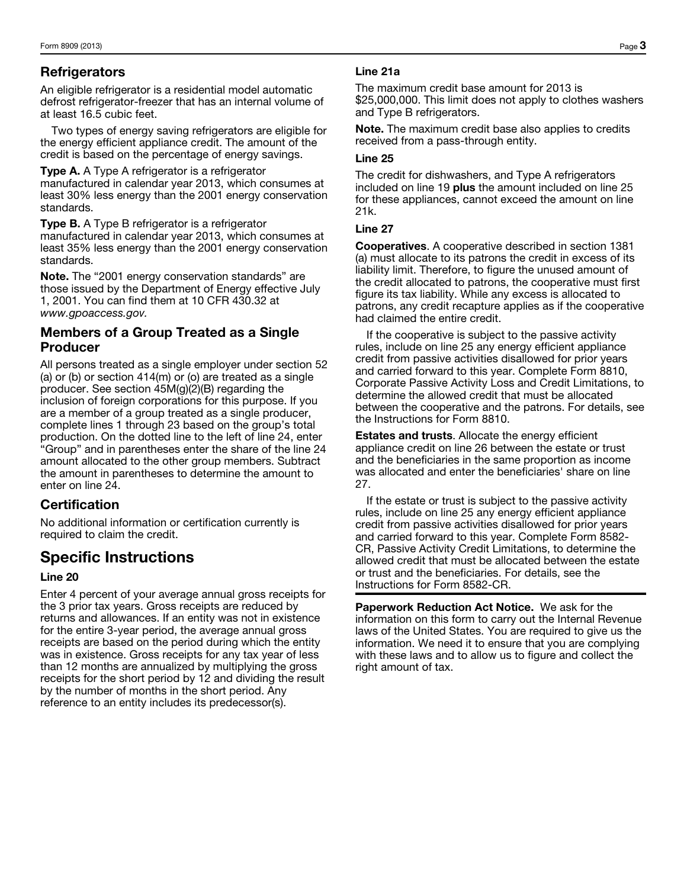## Refrigerators

An eligible refrigerator is a residential model automatic defrost refrigerator-freezer that has an internal volume of at least 16.5 cubic feet.

Two types of energy saving refrigerators are eligible for the energy efficient appliance credit. The amount of the credit is based on the percentage of energy savings.

**Type A.** A Type A refrigerator is a refrigerator manufactured in calendar year 2013, which consumes at least 30% less energy than the 2001 energy conservation standards.

**Type B.** A Type B refrigerator is a refrigerator manufactured in calendar year 2013, which consumes at least 35% less energy than the 2001 energy conservation standards.

**Note.** The "2001 energy conservation standards" are those issued by the Department of Energy effective July 1, 2001. You can find them at 10 CFR 430.32 at *www.gpoaccess.gov.*

## Members of a Group Treated as a Single Producer

All persons treated as a single employer under section 52 (a) or (b) or section 414(m) or (o) are treated as a single producer. See section 45M(g)(2)(B) regarding the inclusion of foreign corporations for this purpose. If you are a member of a group treated as a single producer, complete lines 1 through 23 based on the group's total production. On the dotted line to the left of line 24, enter "Group" and in parentheses enter the share of the line 24 amount allocated to the other group members. Subtract the amount in parentheses to determine the amount to enter on line 24.

## Certification

No additional information or certification currently is required to claim the credit.

# Specific Instructions

### Line 20

Enter 4 percent of your average annual gross receipts for the 3 prior tax years. Gross receipts are reduced by returns and allowances. If an entity was not in existence for the entire 3-year period, the average annual gross receipts are based on the period during which the entity was in existence. Gross receipts for any tax year of less than 12 months are annualized by multiplying the gross receipts for the short period by 12 and dividing the result by the number of months in the short period. Any reference to an entity includes its predecessor(s).

### Line 21a

The maximum credit base amount for 2013 is $25,000,000. This limit does not apply to clothes washers and Type B refrigerators.

**Note.** The maximum credit base also applies to credits received from a pass-through entity.

### Line 25

The credit for dishwashers, and Type A refrigerators included on line 19 **plus** the amount included on line 25 for these appliances, cannot exceed the amount on line 21k.

### Line 27

**Cooperatives**. A cooperative described in section 1381 (a) must allocate to its patrons the credit in excess of its liability limit. Therefore, to figure the unused amount of the credit allocated to patrons, the cooperative must first figure its tax liability. While any excess is allocated to patrons, any credit recapture applies as if the cooperative had claimed the entire credit.

If the cooperative is subject to the passive activity rules, include on line 25 any energy efficient appliance credit from passive activities disallowed for prior years and carried forward to this year. Complete Form 8810, Corporate Passive Activity Loss and Credit Limitations, to determine the allowed credit that must be allocated between the cooperative and the patrons. For details, see the Instructions for Form 8810.

**Estates and trusts**. Allocate the energy efficient appliance credit on line 26 between the estate or trust and the beneficiaries in the same proportion as income was allocated and enter the beneficiaries' share on line 27.

If the estate or trust is subject to the passive activity rules, include on line 25 any energy efficient appliance credit from passive activities disallowed for prior years and carried forward to this year. Complete Form 8582-CR, Passive Activity Credit Limitations, to determine the allowed credit that must be allocated between the estate or trust and the beneficiaries. For details, see the Instructions for Form 8582-CR.

**Paperwork Reduction Act Notice.** We ask for the information on this form to carry out the Internal Revenue laws of the United States. You are required to give us the information. We need it to ensure that you are complying with these laws and to allow us to figure and collect the right amount of tax.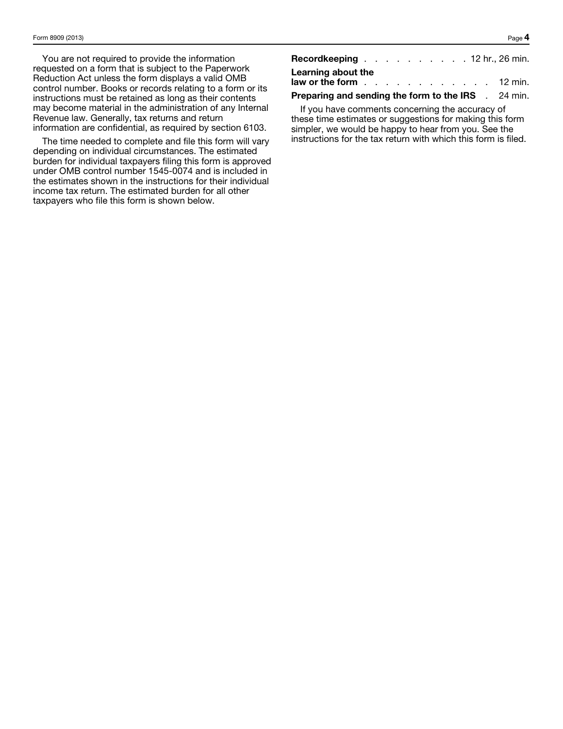You are not required to provide the information requested on a form that is subject to the Paperwork Reduction Act unless the form displays a valid OMB control number. Books or records relating to a form or its instructions must be retained as long as their contents may become material in the administration of any Internal Revenue law. Generally, tax returns and return information are confidential, as required by section 6103.

The time needed to complete and file this form will vary depending on individual circumstances. The estimated burden for individual taxpayers filing this form is approved under OMB control number 1545-0074 and is included in the estimates shown in the instructions for their individual income tax return. The estimated burden for all other taxpayers who file this form is shown below.

**Recordkeeping** . . . . . . . . . . . 12 hr., 26 min.

**Learning about the law or the form** . . . . . . . . . . . . 12 min.

**Preparing and sending the form to the IRS** . 24 min.

If you have comments concerning the accuracy of these time estimates or suggestions for making this form simpler, we would be happy to hear from you. See the instructions for the tax return with which this form is filed.